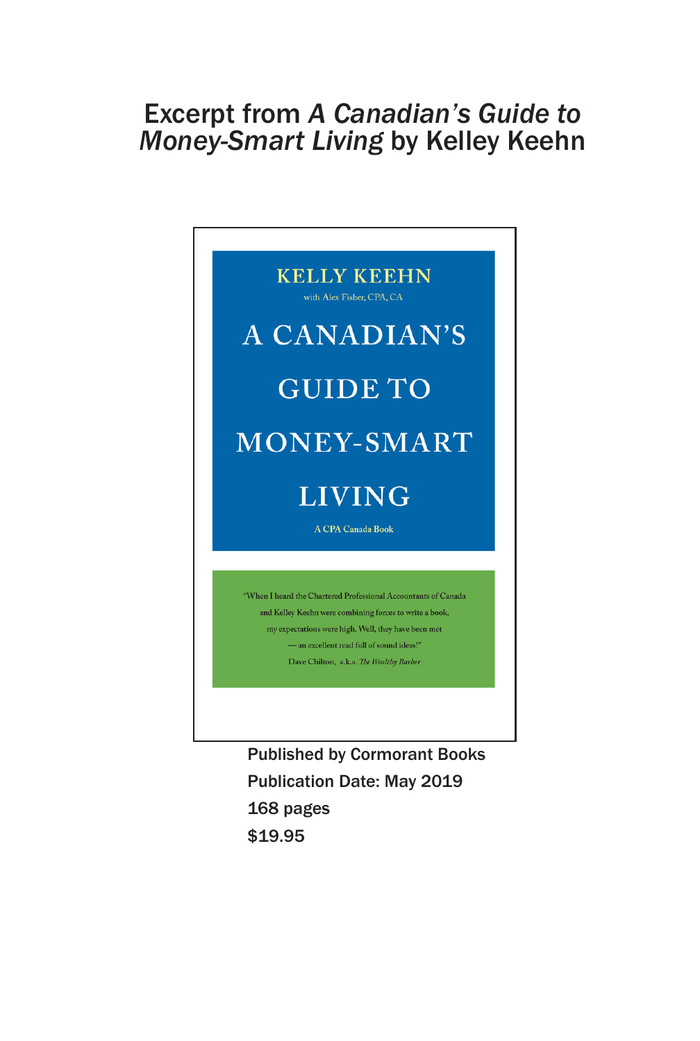# Excerpt from *A Canadian's Guide to Money-Smart Living* by Kelley Keehn

KELLY KEEHN

with Alex Fisher, CPA, CA

A CANADIAN'S GUIDE TO MONEY-SMART LIVING

A CPA Canada Book

"When I heard the Chartered Professional Accountants of Canada and Kelley Keehn were combining forces to write a book, my expectations were high. Well, they have been met — an excellent read full of sound ideas!"
Dave Chilton, a.k.a. *The Wealthy Barber*

Published by Cormorant Books
Publication Date: May 2019
168 pages
$19.95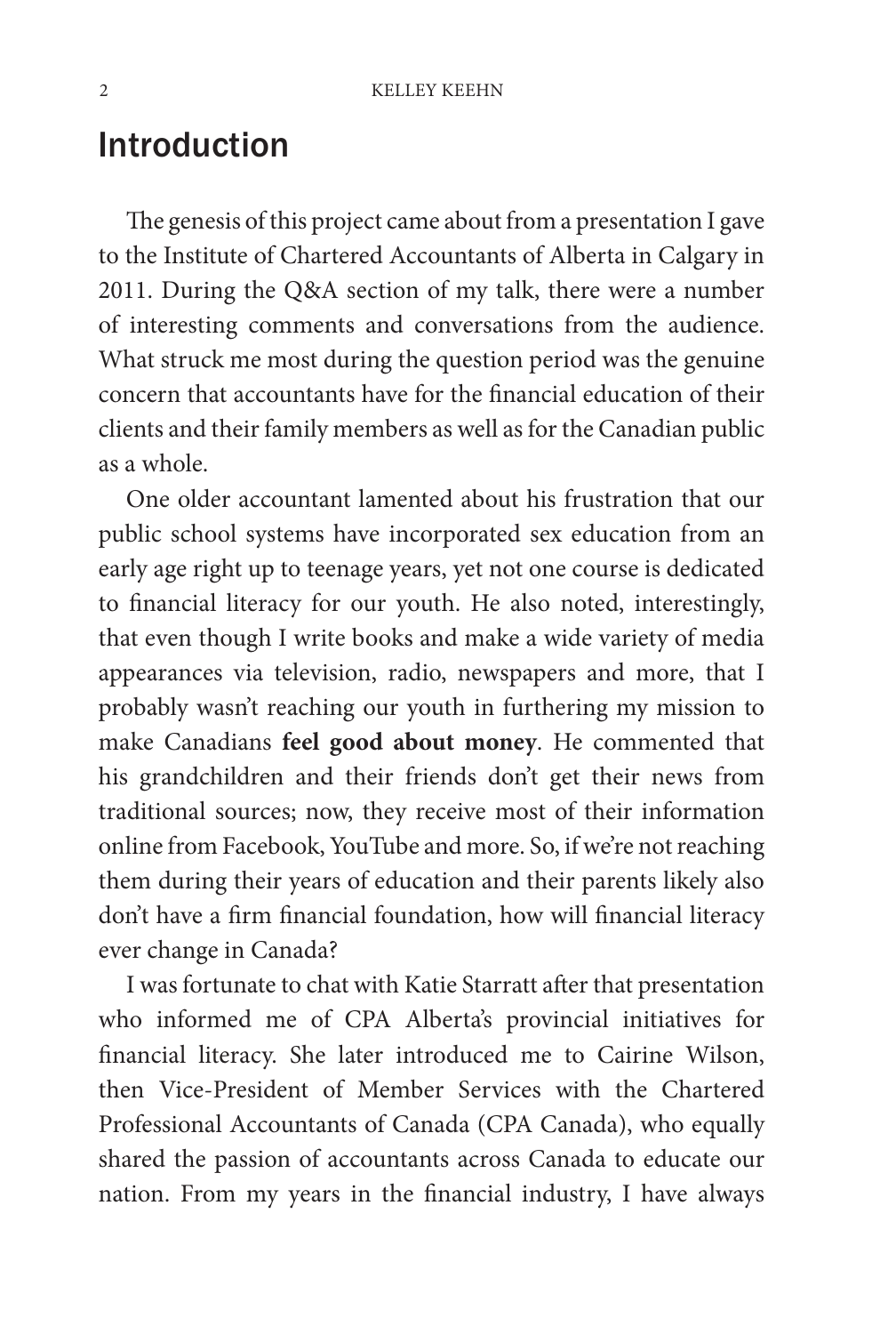## Introduction

The genesis of this project came about from a presentation I gave to the Institute of Chartered Accountants of Alberta in Calgary in 2011. During the Q&A section of my talk, there were a number of interesting comments and conversations from the audience. What struck me most during the question period was the genuine concern that accountants have for the financial education of their clients and their family members as well as for the Canadian public as a whole.

One older accountant lamented about his frustration that our public school systems have incorporated sex education from an early age right up to teenage years, yet not one course is dedicated to financial literacy for our youth. He also noted, interestingly, that even though I write books and make a wide variety of media appearances via television, radio, newspapers and more, that I probably wasn't reaching our youth in furthering my mission to make Canadians **feel good about money**. He commented that his grandchildren and their friends don't get their news from traditional sources; now, they receive most of their information online from Facebook, YouTube and more. So, if we're not reaching them during their years of education and their parents likely also don't have a firm financial foundation, how will financial literacy ever change in Canada?

I was fortunate to chat with Katie Starratt after that presentation who informed me of CPA Alberta's provincial initiatives for financial literacy. She later introduced me to Cairine Wilson, then Vice-President of Member Services with the Chartered Professional Accountants of Canada (CPA Canada), who equally shared the passion of accountants across Canada to educate our nation. From my years in the financial industry, I have always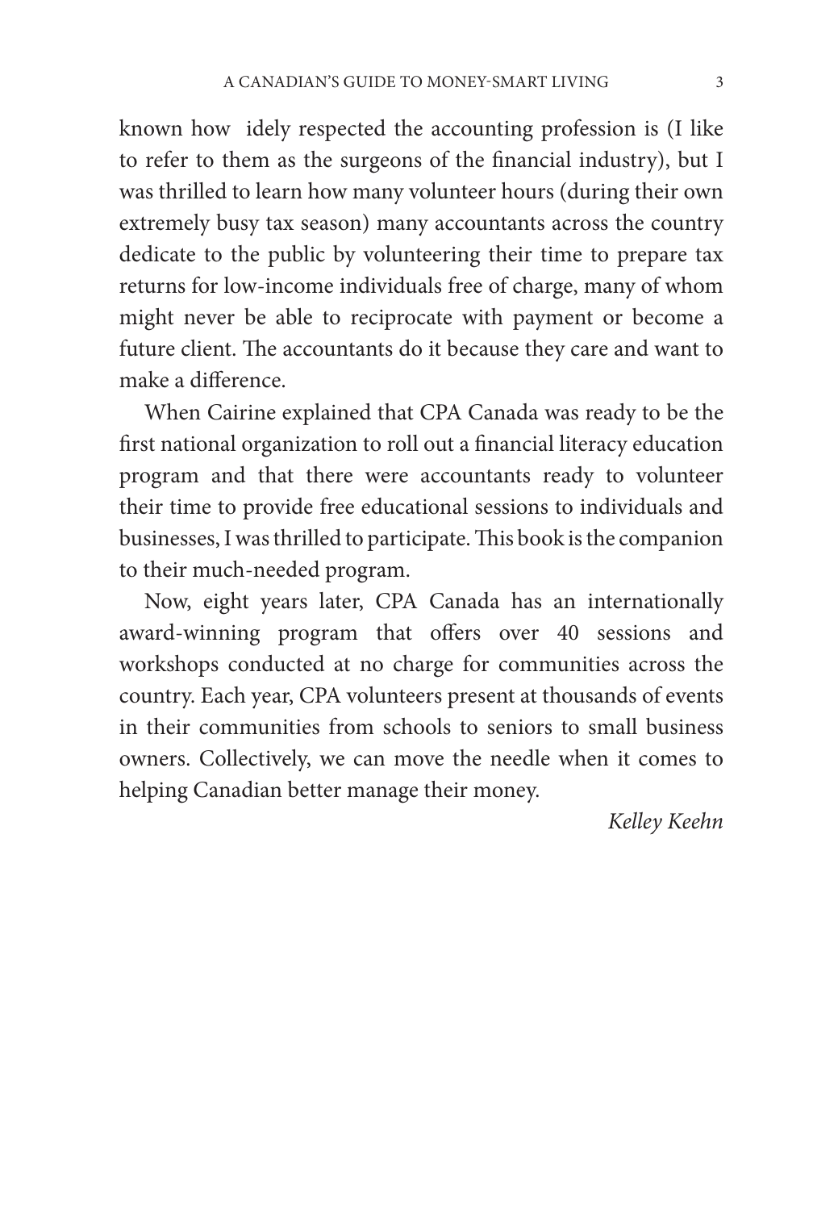known how idely respected the accounting profession is (I like to refer to them as the surgeons of the financial industry), but I was thrilled to learn how many volunteer hours (during their own extremely busy tax season) many accountants across the country dedicate to the public by volunteering their time to prepare tax returns for low-income individuals free of charge, many of whom might never be able to reciprocate with payment or become a future client. The accountants do it because they care and want to make a difference.

When Cairine explained that CPA Canada was ready to be the first national organization to roll out a financial literacy education program and that there were accountants ready to volunteer their time to provide free educational sessions to individuals and businesses, I was thrilled to participate. This book is the companion to their much-needed program.

Now, eight years later, CPA Canada has an internationally award-winning program that offers over 40 sessions and workshops conducted at no charge for communities across the country. Each year, CPA volunteers present at thousands of events in their communities from schools to seniors to small business owners. Collectively, we can move the needle when it comes to helping Canadian better manage their money.

*Kelley Keehn*